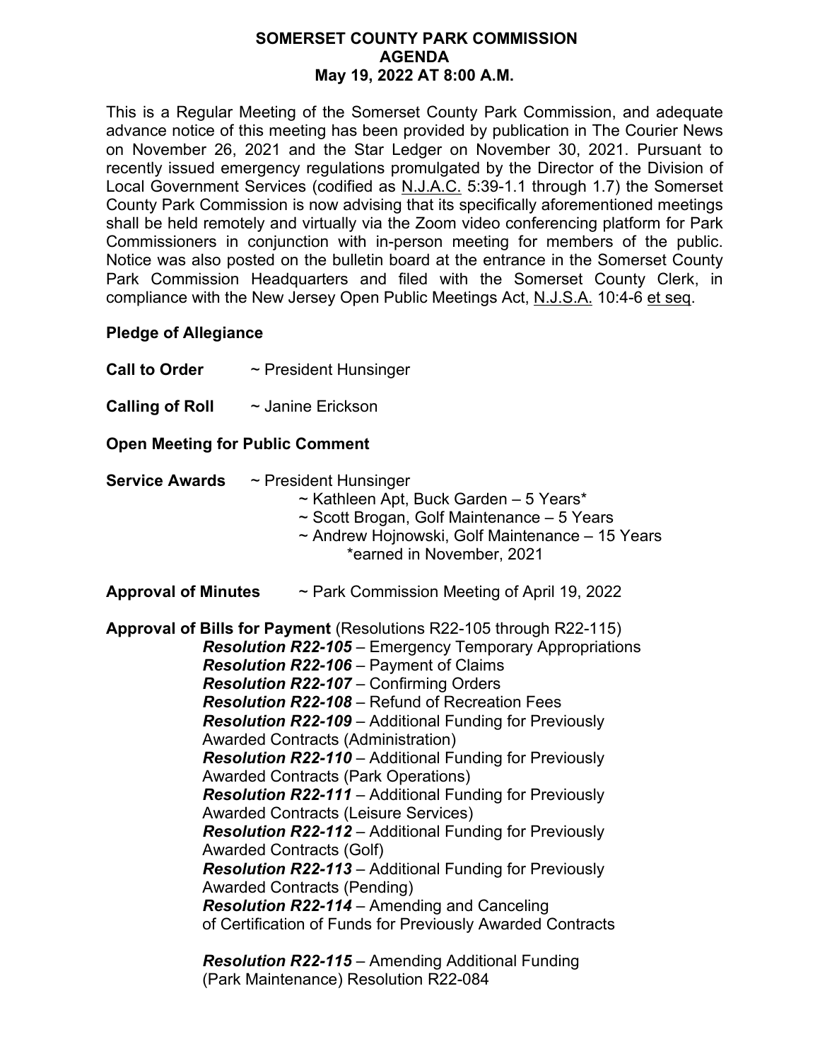# SOMERSET COUNTY PARK COMMISSION
## AGENDA
### May 19, 2022 AT 8:00 A.M.

This is a Regular Meeting of the Somerset County Park Commission, and adequate advance notice of this meeting has been provided by publication in The Courier News on November 26, 2021 and the Star Ledger on November 30, 2021. Pursuant to recently issued emergency regulations promulgated by the Director of the Division of Local Government Services (codified as N.J.A.C. 5:39-1.1 through 1.7) the Somerset County Park Commission is now advising that its specifically aforementioned meetings shall be held remotely and virtually via the Zoom video conferencing platform for Park Commissioners in conjunction with in-person meeting for members of the public. Notice was also posted on the bulletin board at the entrance in the Somerset County Park Commission Headquarters and filed with the Somerset County Clerk, in compliance with the New Jersey Open Public Meetings Act, N.J.S.A. 10:4-6 et seq.

**Pledge of Allegiance**

**Call to Order** ~ President Hunsinger

**Calling of Roll** ~ Janine Erickson

**Open Meeting for Public Comment**

**Service Awards** ~ President Hunsinger

- ~ Kathleen Apt, Buck Garden – 5 Years*
- ~ Scott Brogan, Golf Maintenance – 5 Years
- ~ Andrew Hojnowski, Golf Maintenance – 15 Years

*earned in November, 2021

**Approval of Minutes** ~ Park Commission Meeting of April 19, 2022

**Approval of Bills for Payment** (Resolutions R22-105 through R22-115)

***Resolution R22-105*** – Emergency Temporary Appropriations
***Resolution R22-106*** – Payment of Claims
***Resolution R22-107*** – Confirming Orders
***Resolution R22-108*** – Refund of Recreation Fees
***Resolution R22-109*** – Additional Funding for Previously Awarded Contracts (Administration)
***Resolution R22-110*** – Additional Funding for Previously Awarded Contracts (Park Operations)
***Resolution R22-111*** – Additional Funding for Previously Awarded Contracts (Leisure Services)
***Resolution R22-112*** – Additional Funding for Previously Awarded Contracts (Golf)
***Resolution R22-113*** – Additional Funding for Previously Awarded Contracts (Pending)
***Resolution R22-114*** – Amending and Canceling of Certification of Funds for Previously Awarded Contracts

***Resolution R22-115*** – Amending Additional Funding (Park Maintenance) Resolution R22-084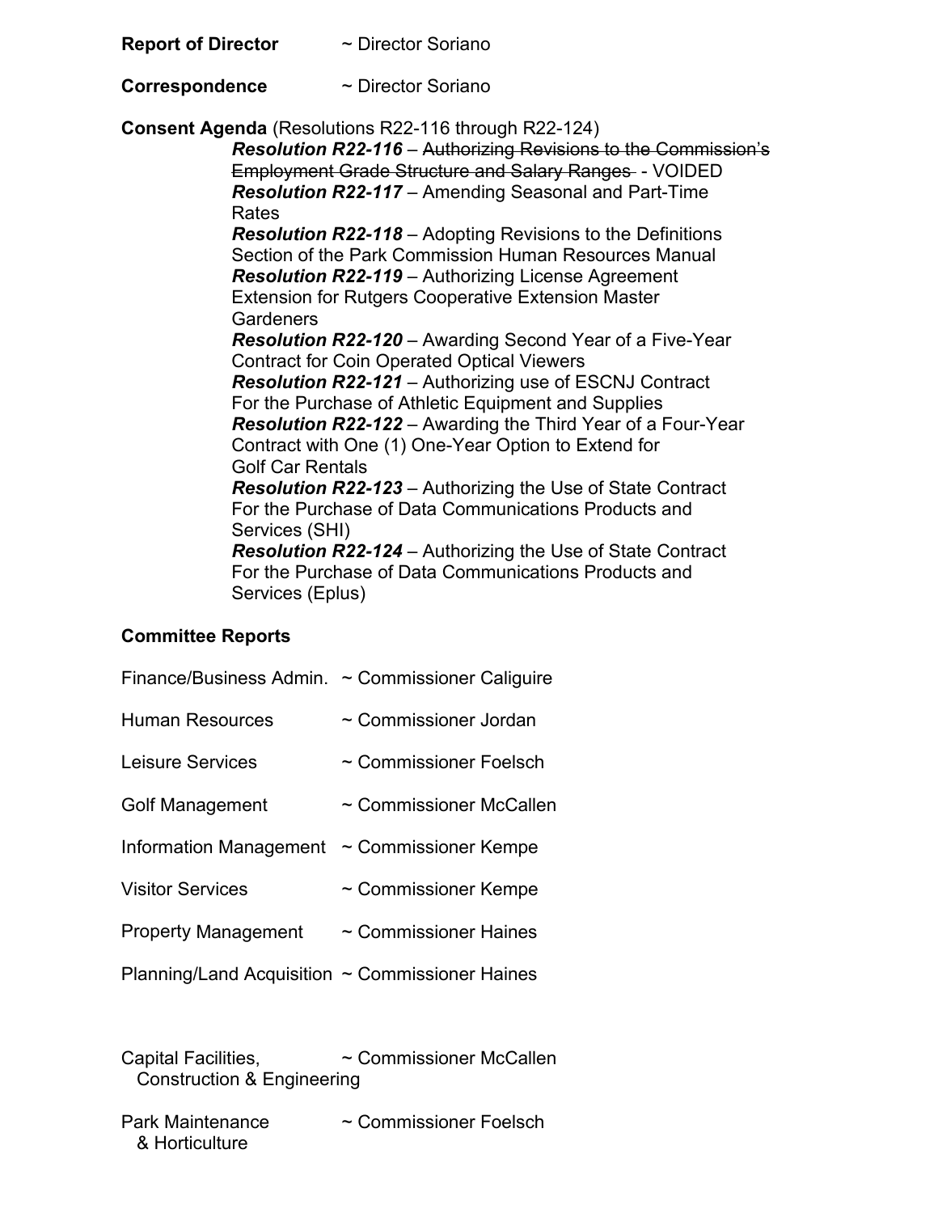**Report of Director** ~ Director Soriano

**Correspondence** ~ Director Soriano

**Consent Agenda** (Resolutions R22-116 through R22-124)

***Resolution R22-116*** – ~~Authorizing Revisions to the Commission's Employment Grade Structure and Salary Ranges~~ - VOIDED
***Resolution R22-117*** – Amending Seasonal and Part-Time Rates
***Resolution R22-118*** – Adopting Revisions to the Definitions Section of the Park Commission Human Resources Manual
***Resolution R22-119*** – Authorizing License Agreement Extension for Rutgers Cooperative Extension Master Gardeners
***Resolution R22-120*** – Awarding Second Year of a Five-Year Contract for Coin Operated Optical Viewers
***Resolution R22-121*** – Authorizing use of ESCNJ Contract For the Purchase of Athletic Equipment and Supplies
***Resolution R22-122*** – Awarding the Third Year of a Four-Year Contract with One (1) One-Year Option to Extend for Golf Car Rentals
***Resolution R22-123*** – Authorizing the Use of State Contract For the Purchase of Data Communications Products and Services (SHI)
***Resolution R22-124*** – Authorizing the Use of State Contract For the Purchase of Data Communications Products and Services (Eplus)

**Committee Reports**

Finance/Business Admin. ~ Commissioner Caliguire

Human Resources ~ Commissioner Jordan

Leisure Services ~ Commissioner Foelsch

Golf Management ~ Commissioner McCallen

Information Management ~ Commissioner Kempe

Visitor Services ~ Commissioner Kempe

Property Management ~ Commissioner Haines

Planning/Land Acquisition ~ Commissioner Haines

Capital Facilities, Construction & Engineering ~ Commissioner McCallen

Park Maintenance & Horticulture ~ Commissioner Foelsch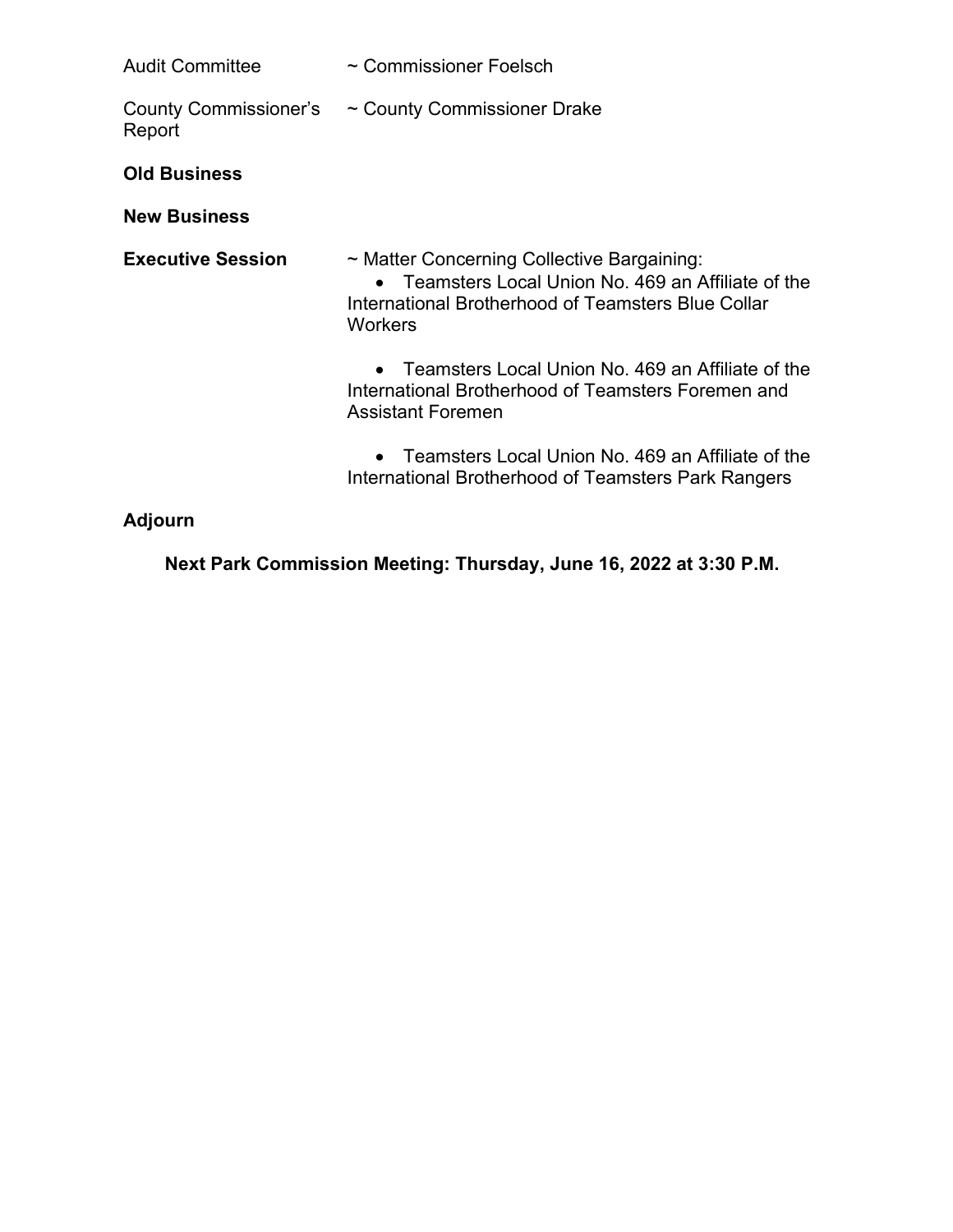Audit Committee ~ Commissioner Foelsch

County Commissioner's Report ~ County Commissioner Drake

**Old Business**

**New Business**

**Executive Session** ~ Matter Concerning Collective Bargaining:

- Teamsters Local Union No. 469 an Affiliate of the International Brotherhood of Teamsters Blue Collar Workers
- Teamsters Local Union No. 469 an Affiliate of the International Brotherhood of Teamsters Foremen and Assistant Foremen
- Teamsters Local Union No. 469 an Affiliate of the International Brotherhood of Teamsters Park Rangers

**Adjourn**

**Next Park Commission Meeting: Thursday, June 16, 2022 at 3:30 P.M.**